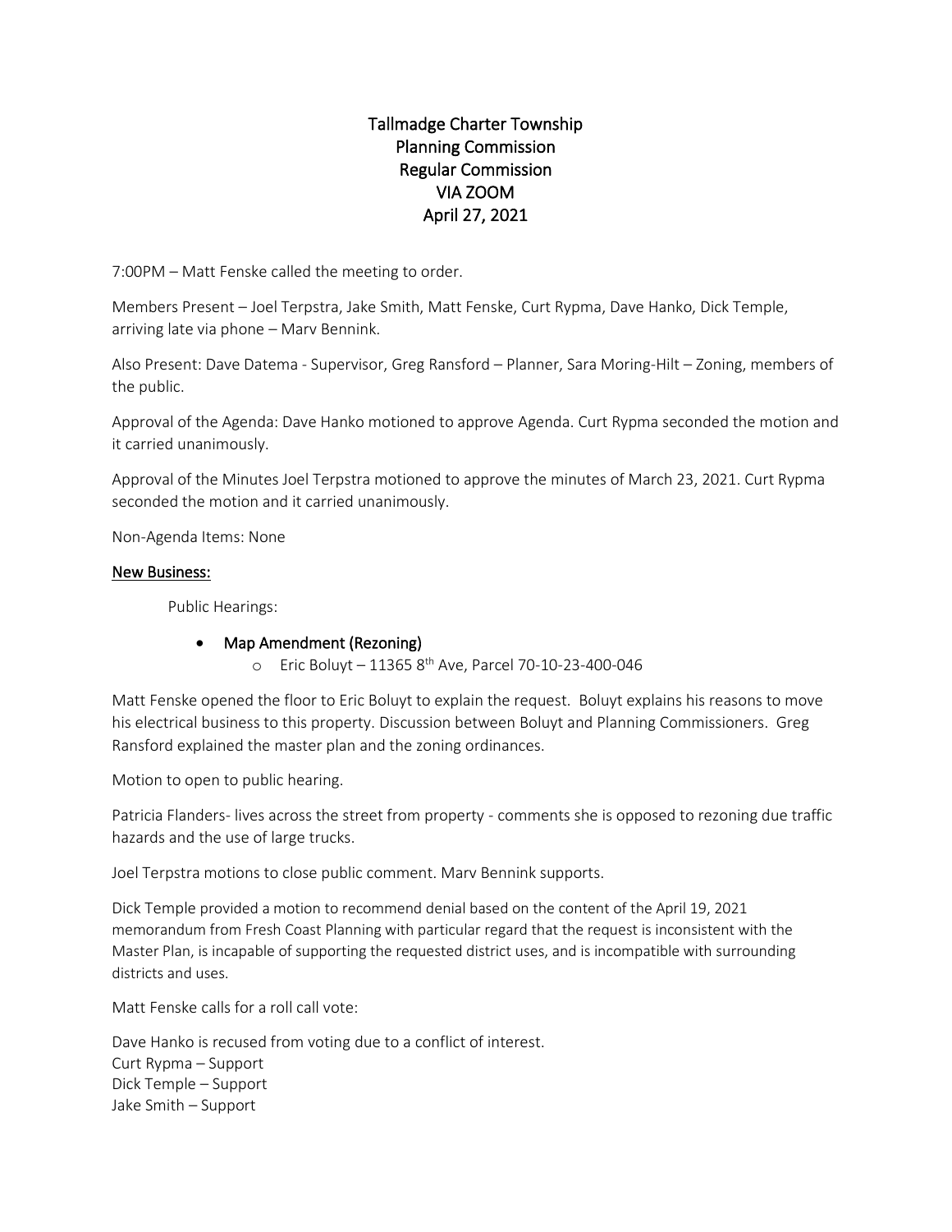# Tallmadge Charter Township
# Planning Commission
# Regular Commission
# VIA ZOOM
# April 27, 2021

7:00PM – Matt Fenske called the meeting to order.

Members Present – Joel Terpstra, Jake Smith, Matt Fenske, Curt Rypma, Dave Hanko, Dick Temple, arriving late via phone – Marv Bennink.

Also Present: Dave Datema - Supervisor, Greg Ransford – Planner, Sara Moring-Hilt – Zoning, members of the public.

Approval of the Agenda: Dave Hanko motioned to approve Agenda. Curt Rypma seconded the motion and it carried unanimously.

Approval of the Minutes Joel Terpstra motioned to approve the minutes of March 23, 2021. Curt Rypma seconded the motion and it carried unanimously.

Non-Agenda Items: None

## New Business:

Public Hearings:

- Map Amendment (Rezoning)
    - Eric Boluyt – 11365 8th Ave, Parcel 70-10-23-400-046

Matt Fenske opened the floor to Eric Boluyt to explain the request. Boluyt explains his reasons to move his electrical business to this property. Discussion between Boluyt and Planning Commissioners. Greg Ransford explained the master plan and the zoning ordinances.

Motion to open to public hearing.

Patricia Flanders- lives across the street from property - comments she is opposed to rezoning due traffic hazards and the use of large trucks.

Joel Terpstra motions to close public comment. Marv Bennink supports.

Dick Temple provided a motion to recommend denial based on the content of the April 19, 2021 memorandum from Fresh Coast Planning with particular regard that the request is inconsistent with the Master Plan, is incapable of supporting the requested district uses, and is incompatible with surrounding districts and uses.

Matt Fenske calls for a roll call vote:

Dave Hanko is recused from voting due to a conflict of interest.
Curt Rypma – Support
Dick Temple – Support
Jake Smith – Support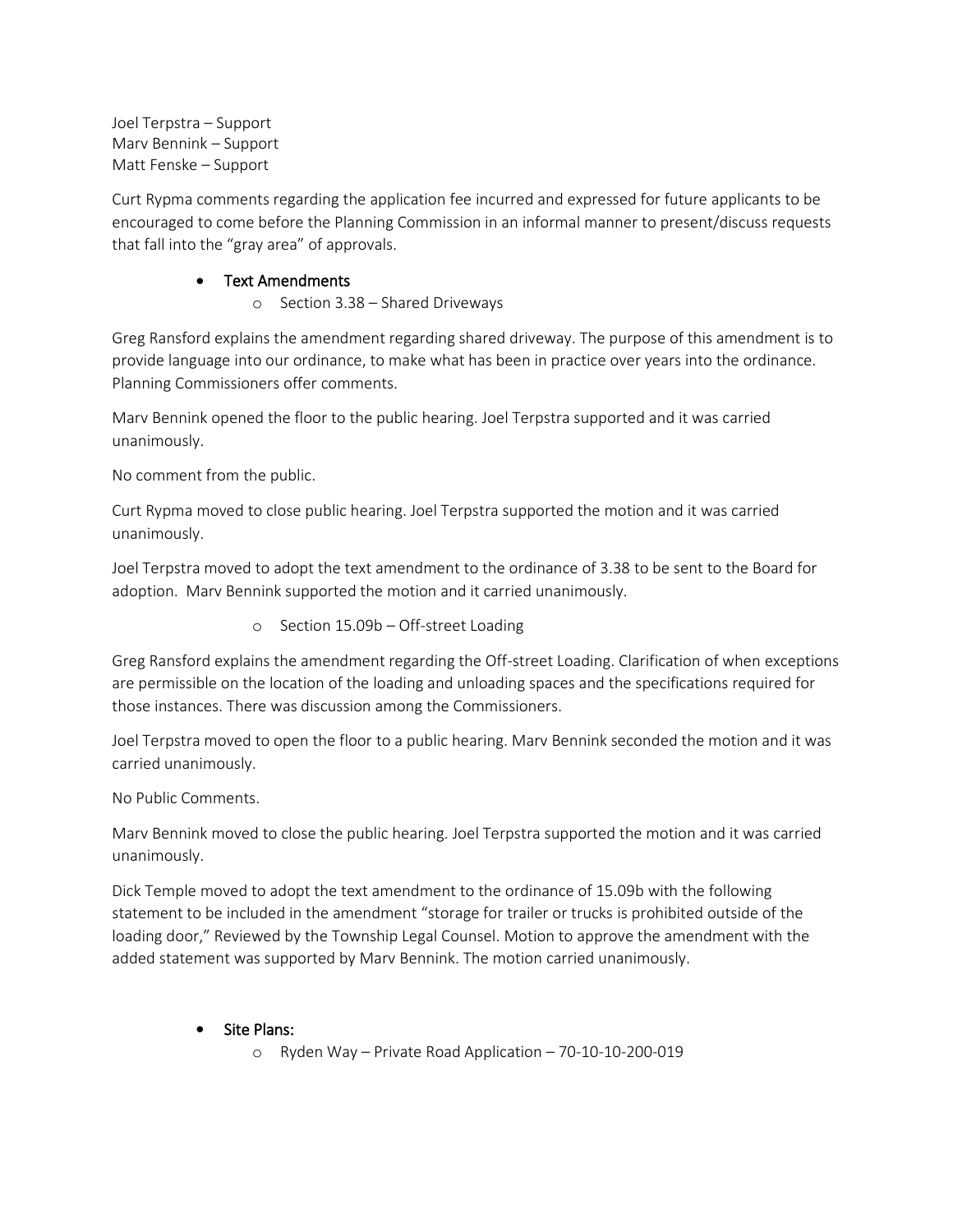Joel Terpstra – Support
Marv Bennink – Support
Matt Fenske – Support

Curt Rypma comments regarding the application fee incurred and expressed for future applicants to be encouraged to come before the Planning Commission in an informal manner to present/discuss requests that fall into the "gray area" of approvals.

- Text Amendments
    - Section 3.38 – Shared Driveways

Greg Ransford explains the amendment regarding shared driveway. The purpose of this amendment is to provide language into our ordinance, to make what has been in practice over years into the ordinance. Planning Commissioners offer comments.

Marv Bennink opened the floor to the public hearing. Joel Terpstra supported and it was carried unanimously.

No comment from the public.

Curt Rypma moved to close public hearing. Joel Terpstra supported the motion and it was carried unanimously.

Joel Terpstra moved to adopt the text amendment to the ordinance of 3.38 to be sent to the Board for adoption. Marv Bennink supported the motion and it carried unanimously.

- Section 15.09b – Off-street Loading

Greg Ransford explains the amendment regarding the Off-street Loading. Clarification of when exceptions are permissible on the location of the loading and unloading spaces and the specifications required for those instances. There was discussion among the Commissioners.

Joel Terpstra moved to open the floor to a public hearing. Marv Bennink seconded the motion and it was carried unanimously.

No Public Comments.

Marv Bennink moved to close the public hearing. Joel Terpstra supported the motion and it was carried unanimously.

Dick Temple moved to adopt the text amendment to the ordinance of 15.09b with the following statement to be included in the amendment "storage for trailer or trucks is prohibited outside of the loading door," Reviewed by the Township Legal Counsel. Motion to approve the amendment with the added statement was supported by Marv Bennink. The motion carried unanimously.

- Site Plans:
    - Ryden Way – Private Road Application – 70-10-10-200-019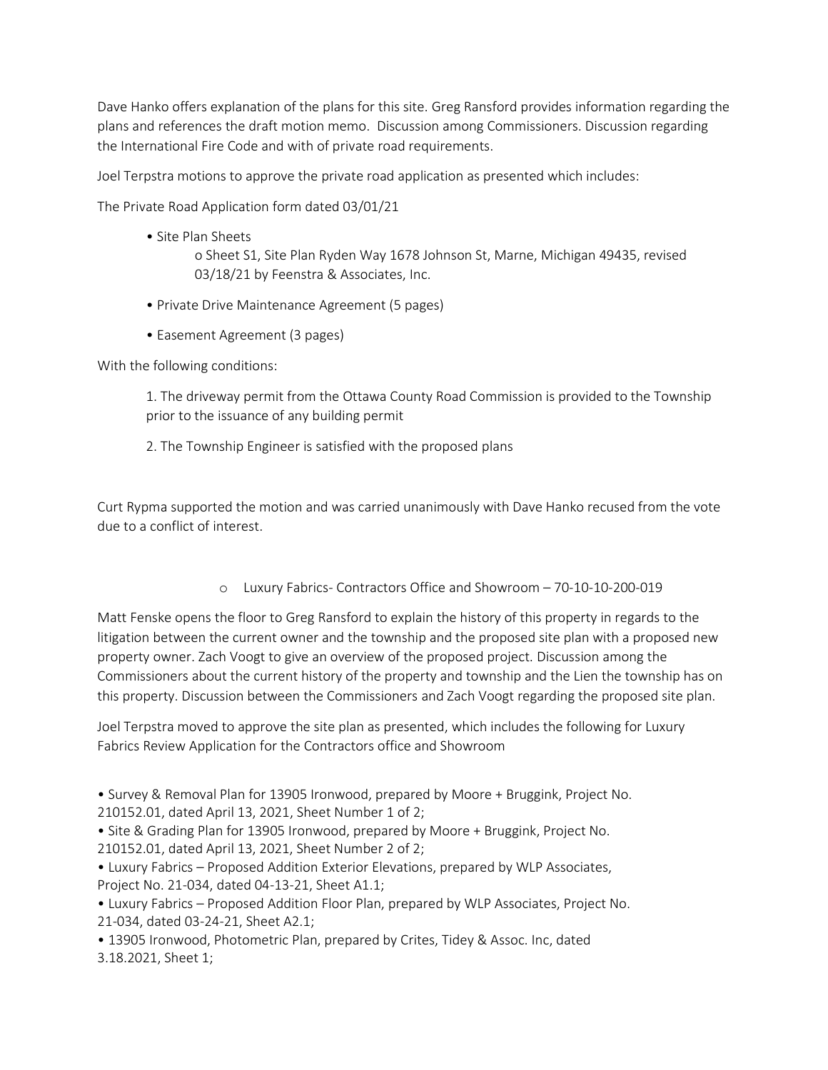Dave Hanko offers explanation of the plans for this site. Greg Ransford provides information regarding the plans and references the draft motion memo. Discussion among Commissioners. Discussion regarding the International Fire Code and with of private road requirements.

Joel Terpstra motions to approve the private road application as presented which includes:

The Private Road Application form dated 03/01/21

- Site Plan Sheets
  - Sheet S1, Site Plan Ryden Way 1678 Johnson St, Marne, Michigan 49435, revised 03/18/21 by Feenstra & Associates, Inc.
- Private Drive Maintenance Agreement (5 pages)
- Easement Agreement (3 pages)

With the following conditions:

1. The driveway permit from the Ottawa County Road Commission is provided to the Township prior to the issuance of any building permit
2. The Township Engineer is satisfied with the proposed plans

Curt Rypma supported the motion and was carried unanimously with Dave Hanko recused from the vote due to a conflict of interest.

- Luxury Fabrics- Contractors Office and Showroom – 70-10-10-200-019

Matt Fenske opens the floor to Greg Ransford to explain the history of this property in regards to the litigation between the current owner and the township and the proposed site plan with a proposed new property owner. Zach Voogt to give an overview of the proposed project. Discussion among the Commissioners about the current history of the property and township and the Lien the township has on this property. Discussion between the Commissioners and Zach Voogt regarding the proposed site plan.

Joel Terpstra moved to approve the site plan as presented, which includes the following for Luxury Fabrics Review Application for the Contractors office and Showroom

- Survey & Removal Plan for 13905 Ironwood, prepared by Moore + Bruggink, Project No. 210152.01, dated April 13, 2021, Sheet Number 1 of 2;
- Site & Grading Plan for 13905 Ironwood, prepared by Moore + Bruggink, Project No. 210152.01, dated April 13, 2021, Sheet Number 2 of 2;
- Luxury Fabrics – Proposed Addition Exterior Elevations, prepared by WLP Associates, Project No. 21-034, dated 04-13-21, Sheet A1.1;
- Luxury Fabrics – Proposed Addition Floor Plan, prepared by WLP Associates, Project No. 21-034, dated 03-24-21, Sheet A2.1;
- 13905 Ironwood, Photometric Plan, prepared by Crites, Tidey & Assoc. Inc, dated 3.18.2021, Sheet 1;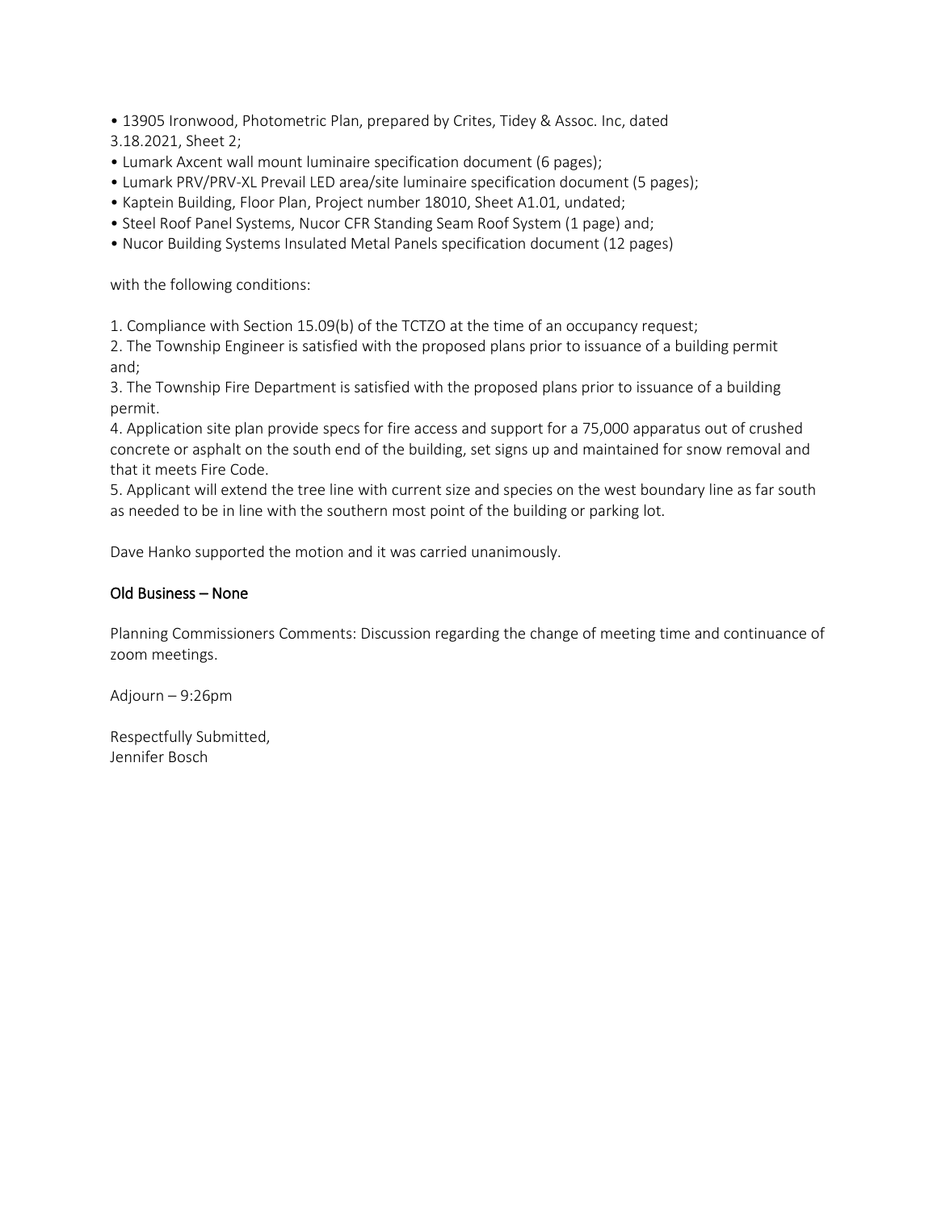- 13905 Ironwood, Photometric Plan, prepared by Crites, Tidey & Assoc. Inc, dated 3.18.2021, Sheet 2;
- Lumark Axcent wall mount luminaire specification document (6 pages);
- Lumark PRV/PRV-XL Prevail LED area/site luminaire specification document (5 pages);
- Kaptein Building, Floor Plan, Project number 18010, Sheet A1.01, undated;
- Steel Roof Panel Systems, Nucor CFR Standing Seam Roof System (1 page) and;
- Nucor Building Systems Insulated Metal Panels specification document (12 pages)

with the following conditions:

1. Compliance with Section 15.09(b) of the TCTZO at the time of an occupancy request;
2. The Township Engineer is satisfied with the proposed plans prior to issuance of a building permit and;
3. The Township Fire Department is satisfied with the proposed plans prior to issuance of a building permit.
4. Application site plan provide specs for fire access and support for a 75,000 apparatus out of crushed concrete or asphalt on the south end of the building, set signs up and maintained for snow removal and that it meets Fire Code.
5. Applicant will extend the tree line with current size and species on the west boundary line as far south as needed to be in line with the southern most point of the building or parking lot.

Dave Hanko supported the motion and it was carried unanimously.

## Old Business – None

Planning Commissioners Comments: Discussion regarding the change of meeting time and continuance of zoom meetings.

Adjourn – 9:26pm

Respectfully Submitted,
Jennifer Bosch